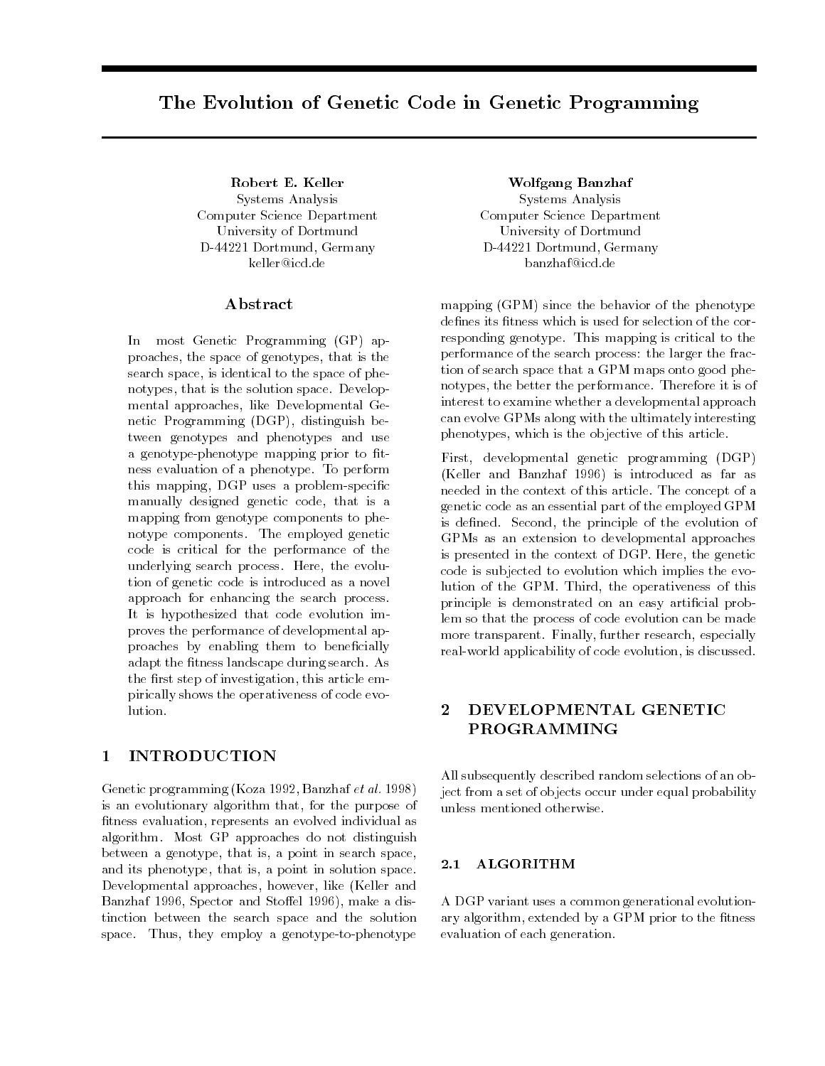# The Evolution of Genetic Code in Genetic Programming

**Robert E. Keller**
Systems Analysis
Computer Science Department
University of Dortmund
D-44221 Dortmund, Germany
keller@icd.de

**Wolfgang Banzhaf**
Systems Analysis
Computer Science Department
University of Dortmund
D-44221 Dortmund, Germany
banzhaf@icd.de

## Abstract

In most Genetic Programming (GP) approaches, the space of genotypes, that is the search space, is identical to the space of phenotypes, that is the solution space. Developmental approaches, like Developmental Genetic Programming (DGP), distinguish between genotypes and phenotypes and use a genotype-phenotype mapping prior to fitness evaluation of a phenotype. To perform this mapping, DGP uses a problem-specific manually designed genetic code, that is a mapping from genotype components to phenotype components. The employed genetic code is critical for the performance of the underlying search process. Here, the evolution of genetic code is introduced as a novel approach for enhancing the search process. It is hypothesized that code evolution improves the performance of developmental approaches by enabling them to beneficially adapt the fitness landscape during search. As the first step of investigation, this article empirically shows the operativeness of code evolution.

## 1 INTRODUCTION

Genetic programming (Koza 1992, Banzhaf *et al.* 1998) is an evolutionary algorithm that, for the purpose of fitness evaluation, represents an evolved individual as algorithm. Most GP approaches do not distinguish between a genotype, that is, a point in search space, and its phenotype, that is, a point in solution space. Developmental approaches, however, like (Keller and Banzhaf 1996, Spector and Stoffel 1996), make a distinction between the search space and the solution space. Thus, they employ a genotype-to-phenotype mapping (GPM) since the behavior of the phenotype defines its fitness which is used for selection of the corresponding genotype. This mapping is critical to the performance of the search process: the larger the fraction of search space that a GPM maps onto good phenotypes, the better the performance. Therefore it is of interest to examine whether a developmental approach can evolve GPMs along with the ultimately interesting phenotypes, which is the objective of this article.

First, developmental genetic programming (DGP) (Keller and Banzhaf 1996) is introduced as far as needed in the context of this article. The concept of a genetic code as an essential part of the employed GPM is defined. Second, the principle of the evolution of GPMs as an extension to developmental approaches is presented in the context of DGP. Here, the genetic code is subjected to evolution which implies the evolution of the GPM. Third, the operativeness of this principle is demonstrated on an easy artificial problem so that the process of code evolution can be made more transparent. Finally, further research, especially real-world applicability of code evolution, is discussed.

## 2 DEVELOPMENTAL GENETIC PROGRAMMING

All subsequently described random selections of an object from a set of objects occur under equal probability unless mentioned otherwise.

### 2.1 ALGORITHM

A DGP variant uses a common generational evolutionary algorithm, extended by a GPM prior to the fitness evaluation of each generation.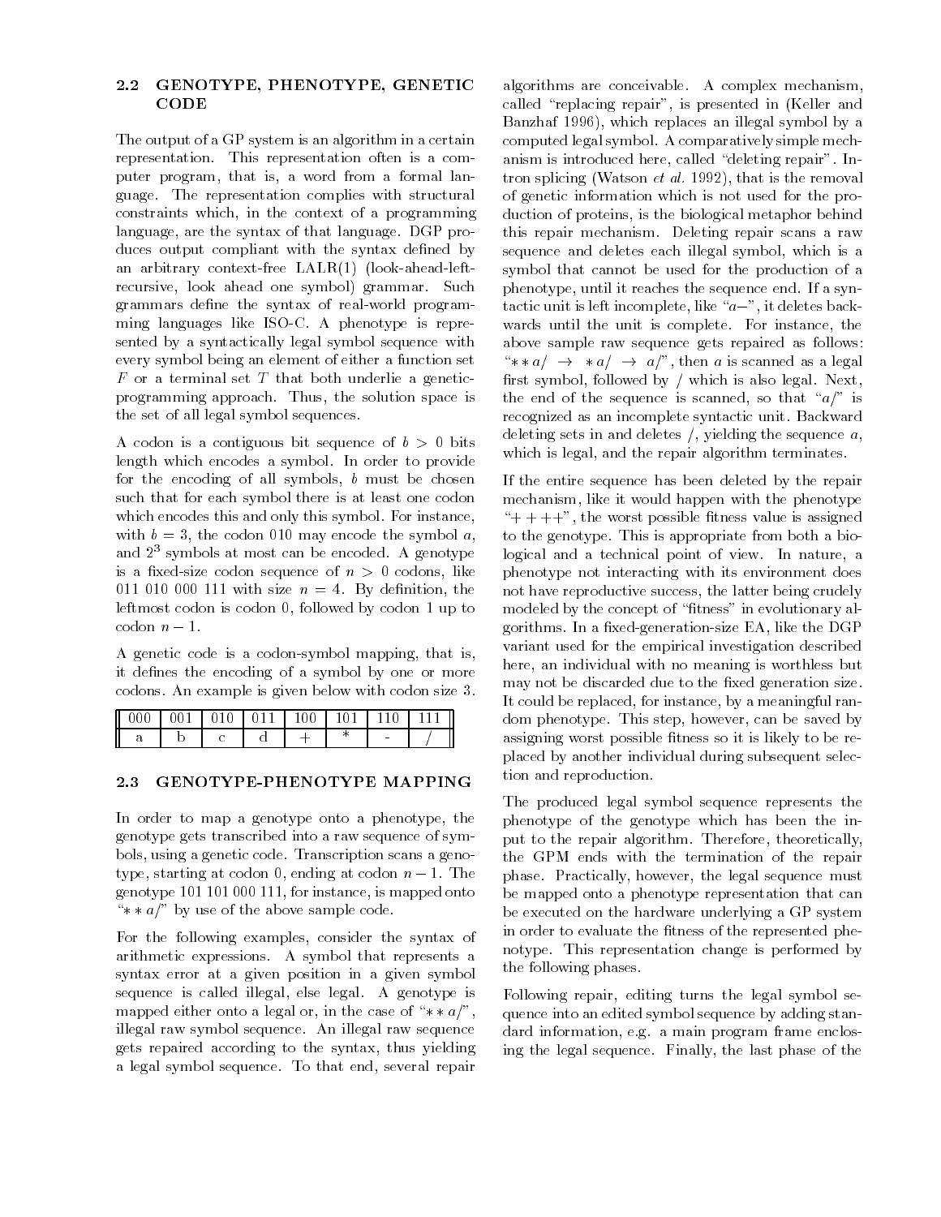## 2.2 GENOTYPE, PHENOTYPE, GENETIC CODE

The output of a GP system is an algorithm in a certain representation. This representation often is a computer program, that is, a word from a formal language. The representation complies with structural constraints which, in the context of a programming language, are the syntax of that language. DGP produces output compliant with the syntax defined by an arbitrary context-free LALR(1) (look-ahead-left-recursive, look ahead one symbol) grammar. Such grammars define the syntax of real-world programming languages like ISO-C. A phenotype is represented by a syntactically legal symbol sequence with every symbol being an element of either a function set $F$ or a terminal set $T$ that both underlie a genetic-programming approach. Thus, the solution space is the set of all legal symbol sequences.

A codon is a contiguous bit sequence of $b > 0$ bits length which encodes a symbol. In order to provide for the encoding of all symbols, $b$ must be chosen such that for each symbol there is at least one codon which encodes this and only this symbol. For instance, with $b = 3$, the codon 010 may encode the symbol $a$, and $2^3$ symbols at most can be encoded. A genotype is a fixed-size codon sequence of $n > 0$ codons, like 011 010 000 111 with size $n = 4$. By definition, the leftmost codon is codon 0, followed by codon 1 up to codon $n - 1$.

A genetic code is a codon-symbol mapping, that is, it defines the encoding of a symbol by one or more codons. An example is given below with codon size 3.

| 000 | 001 | 010 | 011 | 100 | 101 | 110 | 111 |
|---|---|---|---|---|---|---|---|
| a | b | c | d | + | * | - | / |

## 2.3 GENOTYPE-PHENOTYPE MAPPING

In order to map a genotype onto a phenotype, the genotype gets transcribed into a raw sequence of symbols, using a genetic code. Transcription scans a genotype, starting at codon 0, ending at codon $n - 1$. The genotype 101 101 000 111, for instance, is mapped onto "$* * a /$" by use of the above sample code.

For the following examples, consider the syntax of arithmetic expressions. A symbol that represents a syntax error at a given position in a given symbol sequence is called illegal, else legal. A genotype is mapped either onto a legal or, in the case of "$* * a /$", illegal raw symbol sequence. An illegal raw sequence gets repaired according to the syntax, thus yielding a legal symbol sequence. To that end, several repair algorithms are conceivable. A complex mechanism, called "replacing repair", is presented in (Keller and Banzhaf 1996), which replaces an illegal symbol by a computed legal symbol. A comparatively simple mechanism is introduced here, called "deleting repair". Intron splicing (Watson *et al.* 1992), that is the removal of genetic information which is not used for the production of proteins, is the biological metaphor behind this repair mechanism. Deleting repair scans a raw sequence and deletes each illegal symbol, which is a symbol that cannot be used for the production of a phenotype, until it reaches the sequence end. If a syntactic unit is left incomplete, like "$a-$", it deletes backwards until the unit is complete. For instance, the above sample raw sequence gets repaired as follows: "$* * a / \;\rightarrow\; * a / \;\rightarrow\; a /$", then $a$ is scanned as a legal first symbol, followed by / which is also legal. Next, the end of the sequence is scanned, so that "$a/$" is recognized as an incomplete syntactic unit. Backward deleting sets in and deletes /, yielding the sequence $a$, which is legal, and the repair algorithm terminates.

If the entire sequence has been deleted by the repair mechanism, like it would happen with the phenotype "$+ + + +$", the worst possible fitness value is assigned to the genotype. This is appropriate from both a biological and a technical point of view. In nature, a phenotype not interacting with its environment does not have reproductive success, the latter being crudely modeled by the concept of "fitness" in evolutionary algorithms. In a fixed-generation-size EA, like the DGP variant used for the empirical investigation described here, an individual with no meaning is worthless but may not be discarded due to the fixed generation size. It could be replaced, for instance, by a meaningful random phenotype. This step, however, can be saved by assigning worst possible fitness so it is likely to be replaced by another individual during subsequent selection and reproduction.

The produced legal symbol sequence represents the phenotype of the genotype which has been the input to the repair algorithm. Therefore, theoretically, the GPM ends with the termination of the repair phase. Practically, however, the legal sequence must be mapped onto a phenotype representation that can be executed on the hardware underlying a GP system in order to evaluate the fitness of the represented phenotype. This representation change is performed by the following phases.

Following repair, editing turns the legal symbol sequence into an edited symbol sequence by adding standard information, e.g. a main program frame enclosing the legal sequence. Finally, the last phase of the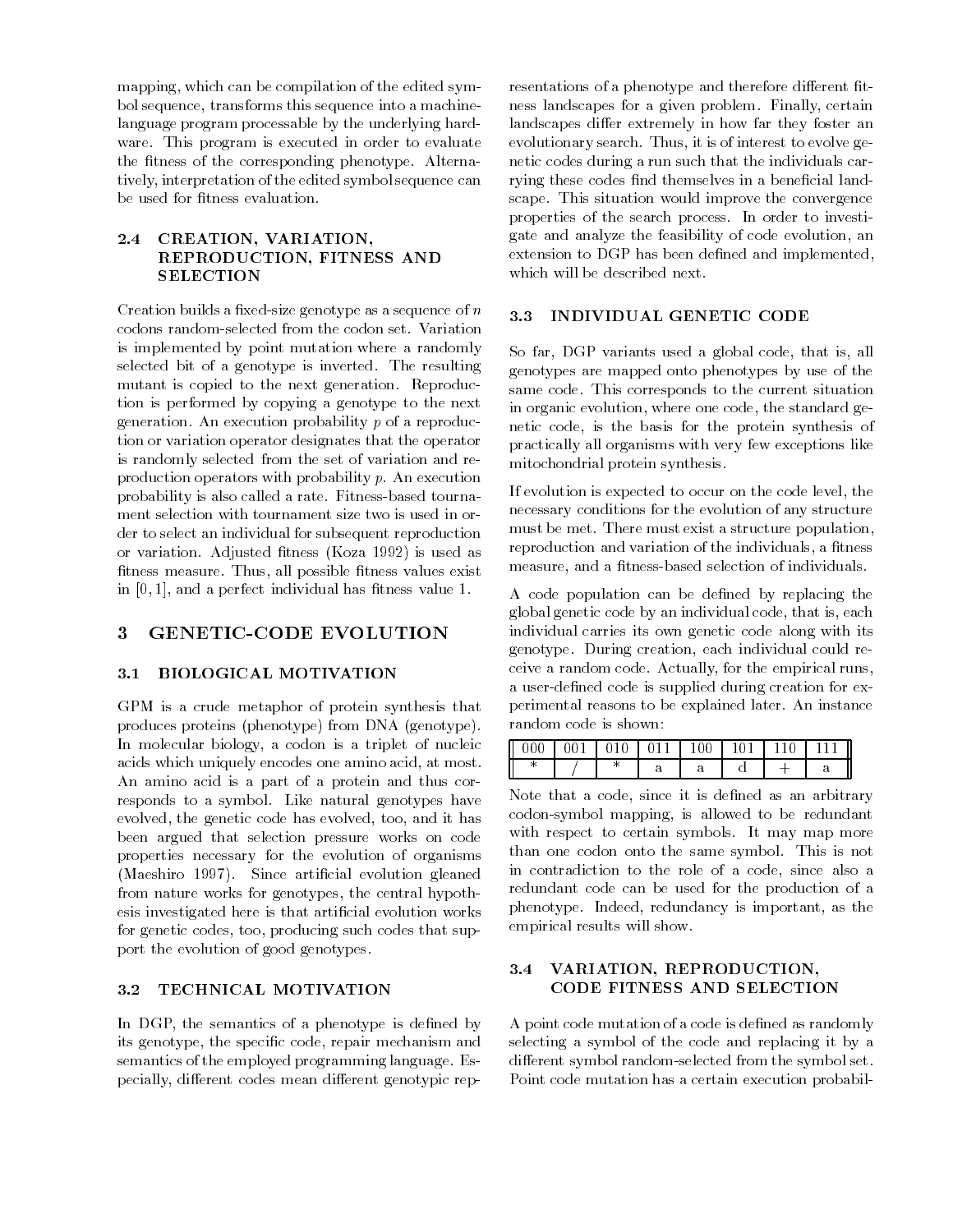mapping, which can be compilation of the edited symbol sequence, transforms this sequence into a machine-language program processable by the underlying hardware. This program is executed in order to evaluate the fitness of the corresponding phenotype. Alternatively, interpretation of the edited symbol sequence can be used for fitness evaluation.

### 2.4 CREATION, VARIATION, REPRODUCTION, FITNESS AND SELECTION

Creation builds a fixed-size genotype as a sequence of $n$ codons random-selected from the codon set. Variation is implemented by point mutation where a randomly selected bit of a genotype is inverted. The resulting mutant is copied to the next generation. Reproduction is performed by copying a genotype to the next generation. An execution probability $p$ of a reproduction or variation operator designates that the operator is randomly selected from the set of variation and reproduction operators with probability $p$. An execution probability is also called a rate. Fitness-based tournament selection with tournament size two is used in order to select an individual for subsequent reproduction or variation. Adjusted fitness (Koza 1992) is used as fitness measure. Thus, all possible fitness values exist in $[0, 1]$, and a perfect individual has fitness value 1.

## 3 GENETIC-CODE EVOLUTION

### 3.1 BIOLOGICAL MOTIVATION

GPM is a crude metaphor of protein synthesis that produces proteins (phenotype) from DNA (genotype). In molecular biology, a codon is a triplet of nucleic acids which uniquely encodes one amino acid, at most. An amino acid is a part of a protein and thus corresponds to a symbol. Like natural genotypes have evolved, the genetic code has evolved, too, and it has been argued that selection pressure works on code properties necessary for the evolution of organisms (Maeshiro 1997). Since artificial evolution gleaned from nature works for genotypes, the central hypothesis investigated here is that artificial evolution works for genetic codes, too, producing such codes that support the evolution of good genotypes.

### 3.2 TECHNICAL MOTIVATION

In DGP, the semantics of a phenotype is defined by its genotype, the specific code, repair mechanism and semantics of the employed programming language. Especially, different codes mean different genotypic representations of a phenotype and therefore different fitness landscapes for a given problem. Finally, certain landscapes differ extremely in how far they foster an evolutionary search. Thus, it is of interest to evolve genetic codes during a run such that the individuals carrying these codes find themselves in a beneficial landscape. This situation would improve the convergence properties of the search process. In order to investigate and analyze the feasibility of code evolution, an extension to DGP has been defined and implemented, which will be described next.

### 3.3 INDIVIDUAL GENETIC CODE

So far, DGP variants used a global code, that is, all genotypes are mapped onto phenotypes by use of the same code. This corresponds to the current situation in organic evolution, where one code, the standard genetic code, is the basis for the protein synthesis of practically all organisms with very few exceptions like mitochondrial protein synthesis.

If evolution is expected to occur on the code level, the necessary conditions for the evolution of any structure must be met. There must exist a structure population, reproduction and variation of the individuals, a fitness measure, and a fitness-based selection of individuals.

A code population can be defined by replacing the global genetic code by an individual code, that is, each individual carries its own genetic code along with its genotype. During creation, each individual could receive a random code. Actually, for the empirical runs, a user-defined code is supplied during creation for experimental reasons to be explained later. An instance random code is shown:

| 000 | 001 | 010 | 011 | 100 | 101 | 110 | 111 |
|---|---|---|---|---|---|---|---|
| * | / | * | a | a | d | + | a |

Note that a code, since it is defined as an arbitrary codon-symbol mapping, is allowed to be redundant with respect to certain symbols. It may map more than one codon onto the same symbol. This is not in contradiction to the role of a code, since also a redundant code can be used for the production of a phenotype. Indeed, redundancy is important, as the empirical results will show.

### 3.4 VARIATION, REPRODUCTION, CODE FITNESS AND SELECTION

A point code mutation of a code is defined as randomly selecting a symbol of the code and replacing it by a different symbol random-selected from the symbol set. Point code mutation has a certain execution probabil-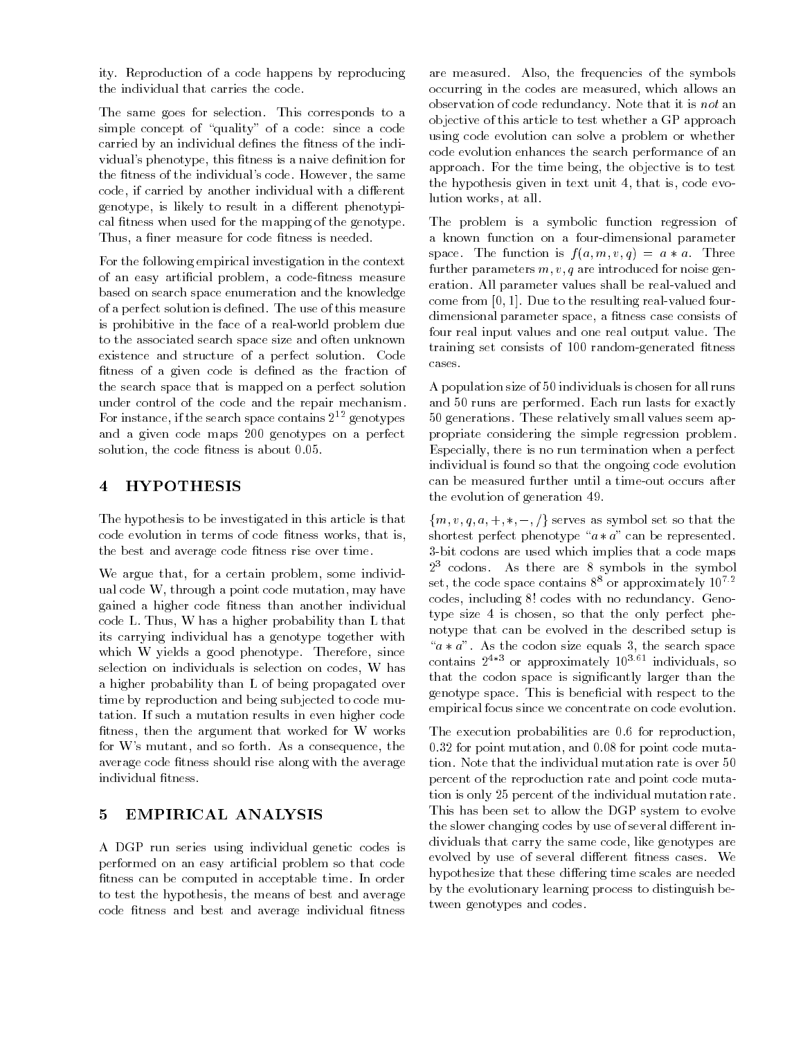ity. Reproduction of a code happens by reproducing the individual that carries the code.

The same goes for selection. This corresponds to a simple concept of "quality" of a code: since a code carried by an individual defines the fitness of the individual's phenotype, this fitness is a naive definition for the fitness of the individual's code. However, the same code, if carried by another individual with a different genotype, is likely to result in a different phenotypical fitness when used for the mapping of the genotype. Thus, a finer measure for code fitness is needed.

For the following empirical investigation in the context of an easy artificial problem, a code-fitness measure based on search space enumeration and the knowledge of a perfect solution is defined. The use of this measure is prohibitive in the face of a real-world problem due to the associated search space size and often unknown existence and structure of a perfect solution. Code fitness of a given code is defined as the fraction of the search space that is mapped on a perfect solution under control of the code and the repair mechanism. For instance, if the search space contains $2^{12}$ genotypes and a given code maps 200 genotypes on a perfect solution, the code fitness is about 0.05.

## 4 HYPOTHESIS

The hypothesis to be investigated in this article is that code evolution in terms of code fitness works, that is, the best and average code fitness rise over time.

We argue that, for a certain problem, some individual code W, through a point code mutation, may have gained a higher code fitness than another individual code L. Thus, W has a higher probability than L that its carrying individual has a genotype together with which W yields a good phenotype. Therefore, since selection on individuals is selection on codes, W has a higher probability than L of being propagated over time by reproduction and being subjected to code mutation. If such a mutation results in even higher code fitness, then the argument that worked for W works for W's mutant, and so forth. As a consequence, the average code fitness should rise along with the average individual fitness.

## 5 EMPIRICAL ANALYSIS

A DGP run series using individual genetic codes is performed on an easy artificial problem so that code fitness can be computed in acceptable time. In order to test the hypothesis, the means of best and average code fitness and best and average individual fitness are measured. Also, the frequencies of the symbols occurring in the codes are measured, which allows an observation of code redundancy. Note that it is *not* an objective of this article to test whether a GP approach using code evolution can solve a problem or whether code evolution enhances the search performance of an approach. For the time being, the objective is to test the hypothesis given in text unit 4, that is, code evolution works, at all.

The problem is a symbolic function regression of a known function on a four-dimensional parameter space. The function is $f(a, m, v, q) = a * a$. Three further parameters $m, v, q$ are introduced for noise generation. All parameter values shall be real-valued and come from $[0, 1]$. Due to the resulting real-valued four-dimensional parameter space, a fitness case consists of four real input values and one real output value. The training set consists of 100 random-generated fitness cases.

A population size of 50 individuals is chosen for all runs and 50 runs are performed. Each run lasts for exactly 50 generations. These relatively small values seem appropriate considering the simple regression problem. Especially, there is no run termination when a perfect individual is found so that the ongoing code evolution can be measured further until a time-out occurs after the evolution of generation 49.

$\{m, v, q, a, +, *, -, /\}$ serves as symbol set so that the shortest perfect phenotype "$a * a$" can be represented. 3-bit codons are used which implies that a code maps $2^3$ codons. As there are 8 symbols in the symbol set, the code space contains $8^8$ or approximately $10^{7.2}$ codes, including 8! codes with no redundancy. Genotype size 4 is chosen, so that the only perfect phenotype that can be evolved in the described setup is "$a * a$". As the codon size equals 3, the search space contains $2^{4*3}$ or approximately $10^{3.61}$ individuals, so that the codon space is significantly larger than the genotype space. This is beneficial with respect to the empirical focus since we concentrate on code evolution.

The execution probabilities are 0.6 for reproduction, 0.32 for point mutation, and 0.08 for point code mutation. Note that the individual mutation rate is over 50 percent of the reproduction rate and point code mutation is only 25 percent of the individual mutation rate. This has been set to allow the DGP system to evolve the slower changing codes by use of several different individuals that carry the same code, like genotypes are evolved by use of several different fitness cases. We hypothesize that these differing time scales are needed by the evolutionary learning process to distinguish between genotypes and codes.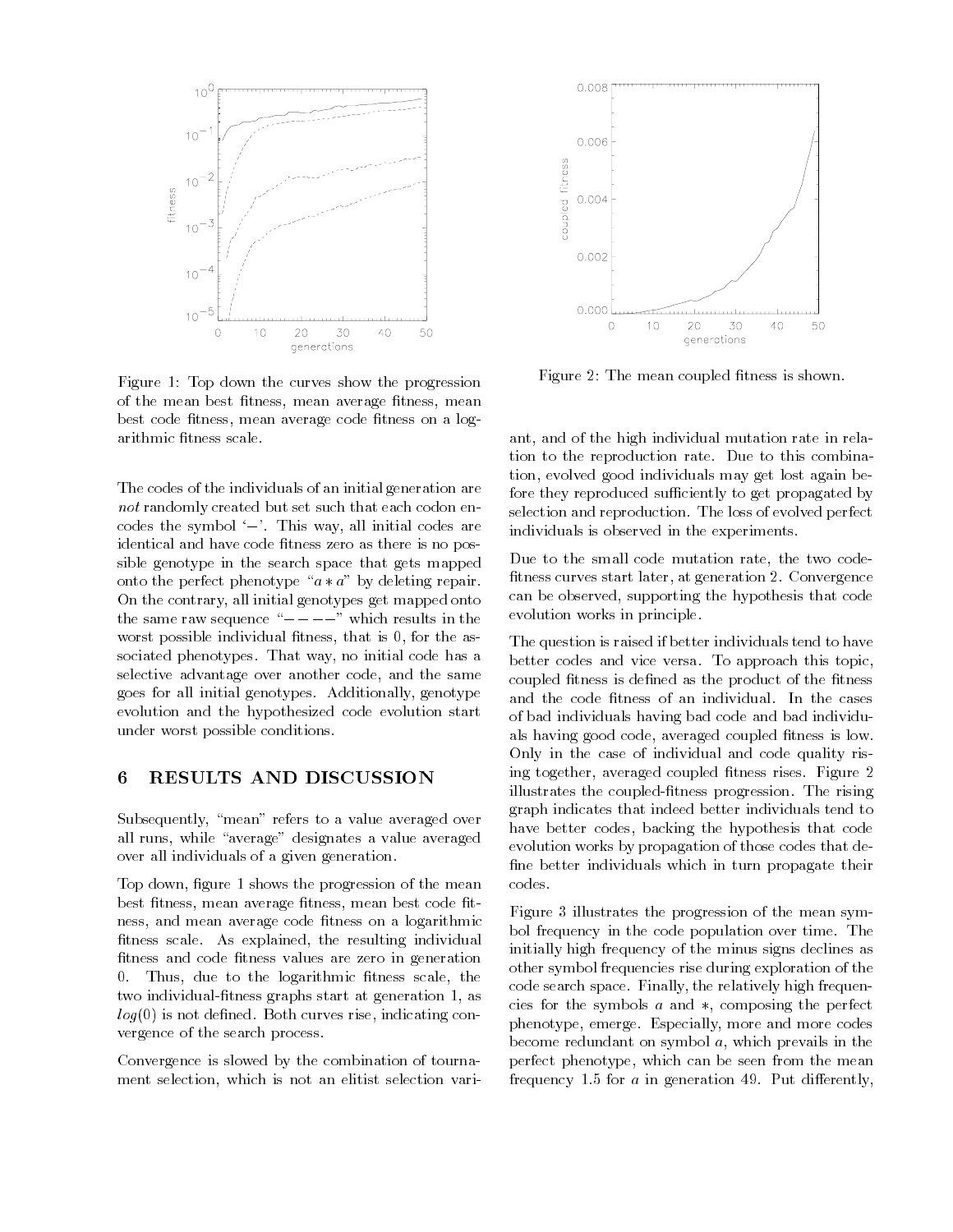Figure 1: Top down the curves show the progression of the mean best fitness, mean average fitness, mean best code fitness, mean average code fitness on a logarithmic fitness scale.

Figure 2: The mean coupled fitness is shown.

The codes of the individuals of an initial generation are *not* randomly created but set such that each codon encodes the symbol '−'. This way, all initial codes are identical and have code fitness zero as there is no possible genotype in the search space that gets mapped onto the perfect phenotype "$a * a$" by deleting repair. On the contrary, all initial genotypes get mapped onto the same raw sequence "$- - - -$" which results in the worst possible individual fitness, that is 0, for the associated phenotypes. That way, no initial code has a selective advantage over another code, and the same goes for all initial genotypes. Additionally, genotype evolution and the hypothesized code evolution start under worst possible conditions.

## 6 RESULTS AND DISCUSSION

Subsequently, "mean" refers to a value averaged over all runs, while "average" designates a value averaged over all individuals of a given generation.

Top down, figure 1 shows the progression of the mean best fitness, mean average fitness, mean best code fitness, and mean average code fitness on a logarithmic fitness scale. As explained, the resulting individual fitness and code fitness values are zero in generation 0. Thus, due to the logarithmic fitness scale, the two individual-fitness graphs start at generation 1, as $log(0)$ is not defined. Both curves rise, indicating convergence of the search process.

Convergence is slowed by the combination of tournament selection, which is not an elitist selection variant, and of the high individual mutation rate in relation to the reproduction rate. Due to this combination, evolved good individuals may get lost again before they reproduced sufficiently to get propagated by selection and reproduction. The loss of evolved perfect individuals is observed in the experiments.

Due to the small code mutation rate, the two code-fitness curves start later, at generation 2. Convergence can be observed, supporting the hypothesis that code evolution works in principle.

The question is raised if better individuals tend to have better codes and vice versa. To approach this topic, coupled fitness is defined as the product of the fitness and the code fitness of an individual. In the cases of bad individuals having bad code and bad individuals having good code, averaged coupled fitness is low. Only in the case of individual and code quality rising together, averaged coupled fitness rises. Figure 2 illustrates the coupled-fitness progression. The rising graph indicates that indeed better individuals tend to have better codes, backing the hypothesis that code evolution works by propagation of those codes that define better individuals which in turn propagate their codes.

Figure 3 illustrates the progression of the mean symbol frequency in the code population over time. The initially high frequency of the minus signs declines as other symbol frequencies rise during exploration of the code search space. Finally, the relatively high frequencies for the symbols $a$ and $*$, composing the perfect phenotype, emerge. Especially, more and more codes become redundant on symbol $a$, which prevails in the perfect phenotype, which can be seen from the mean frequency 1.5 for $a$ in generation 49. Put differently,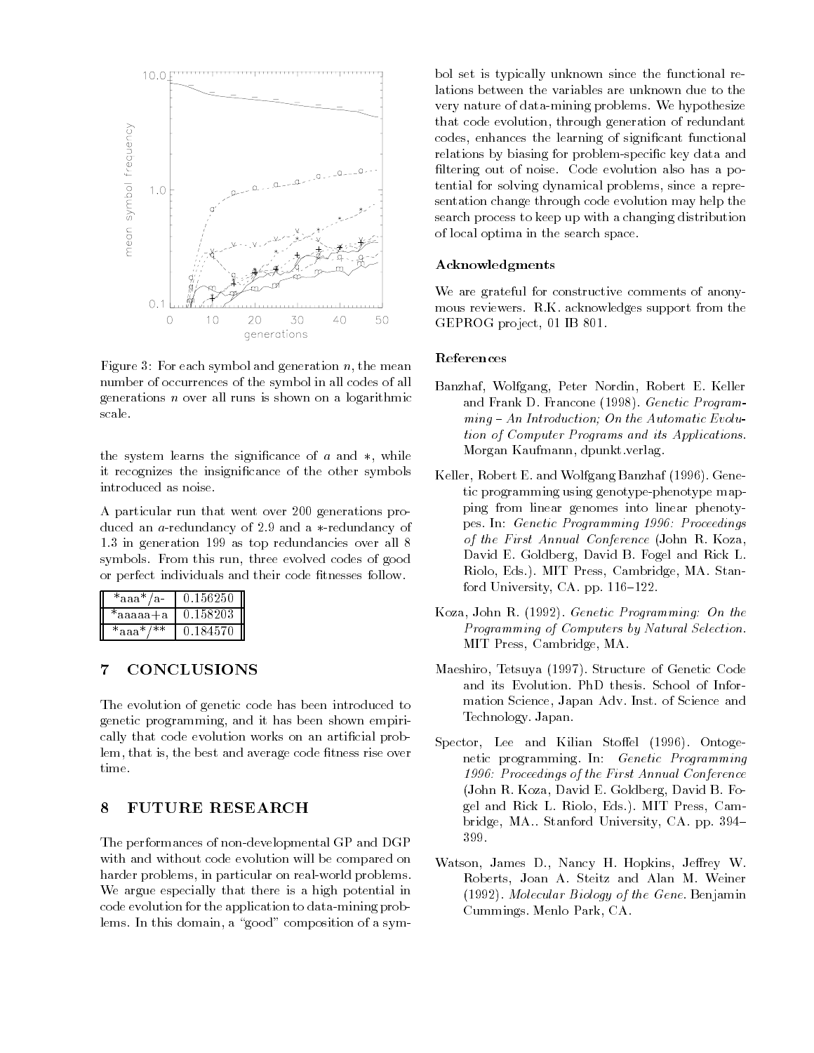10.0

1.0

0.1

mean symbol frecuency

0 10 20 30 40 50

generations

Figure 3: For each symbol and generation $n$, the mean number of occurrences of the symbol in all codes of all generations $n$ over all runs is shown on a logarithmic scale.

the system learns the significance of $a$ and $*$, while it recognizes the insignificance of the other symbols introduced as noise.

A particular run that went over 200 generations produced an $a$-redundancy of 2.9 and a $*$-redundancy of 1.3 in generation 199 as top redundancies over all 8 symbols. From this run, three evolved codes of good or perfect individuals and their code fitnesses follow.

| | |
|---|---|
| *aaa*/a- | 0.156250 |
| *aaaaa+a | 0.158203 |
| *aaa*/** | 0.184570 |

## 7 CONCLUSIONS

The evolution of genetic code has been introduced to genetic programming, and it has been shown empirically that code evolution works on an artificial problem, that is, the best and average code fitness rise over time.

## 8 FUTURE RESEARCH

The performances of non-developmental GP and DGP with and without code evolution will be compared on harder problems, in particular on real-world problems. We argue especially that there is a high potential in code evolution for the application to data-mining problems. In this domain, a "good" composition of a symbol set is typically unknown since the functional relations between the variables are unknown due to the very nature of data-mining problems. We hypothesize that code evolution, through generation of redundant codes, enhances the learning of significant functional relations by biasing for problem-specific key data and filtering out of noise. Code evolution also has a potential for solving dynamical problems, since a representation change through code evolution may help the search process to keep up with a changing distribution of local optima in the search space.

### Acknowledgments

We are grateful for constructive comments of anonymous reviewers. R.K. acknowledges support from the GEPROG project, 01 IB 801.

### References

Banzhaf, Wolfgang, Peter Nordin, Robert E. Keller and Frank D. Francone (1998). *Genetic Programming – An Introduction; On the Automatic Evolution of Computer Programs and its Applications.* Morgan Kaufmann, dpunkt.verlag.

Keller, Robert E. and Wolfgang Banzhaf (1996). Genetic programming using genotype-phenotype mapping from linear genomes into linear phenotypes. In: *Genetic Programming 1996: Proceedings of the First Annual Conference* (John R. Koza, David E. Goldberg, David B. Fogel and Rick L. Riolo, Eds.). MIT Press, Cambridge, MA. Stanford University, CA. pp. 116–122.

Koza, John R. (1992). *Genetic Programming: On the Programming of Computers by Natural Selection.* MIT Press, Cambridge, MA.

Maeshiro, Tetsuya (1997). Structure of Genetic Code and its Evolution. PhD thesis. School of Information Science, Japan Adv. Inst. of Science and Technology. Japan.

Spector, Lee and Kilian Stoffel (1996). Ontogenetic programming. In: *Genetic Programming 1996: Proceedings of the First Annual Conference* (John R. Koza, David E. Goldberg, David B. Fogel and Rick L. Riolo, Eds.). MIT Press, Cambridge, MA.. Stanford University, CA. pp. 394–399.

Watson, James D., Nancy H. Hopkins, Jeffrey W. Roberts, Joan A. Steitz and Alan M. Weiner (1992). *Molecular Biology of the Gene.* Benjamin Cummings. Menlo Park, CA.